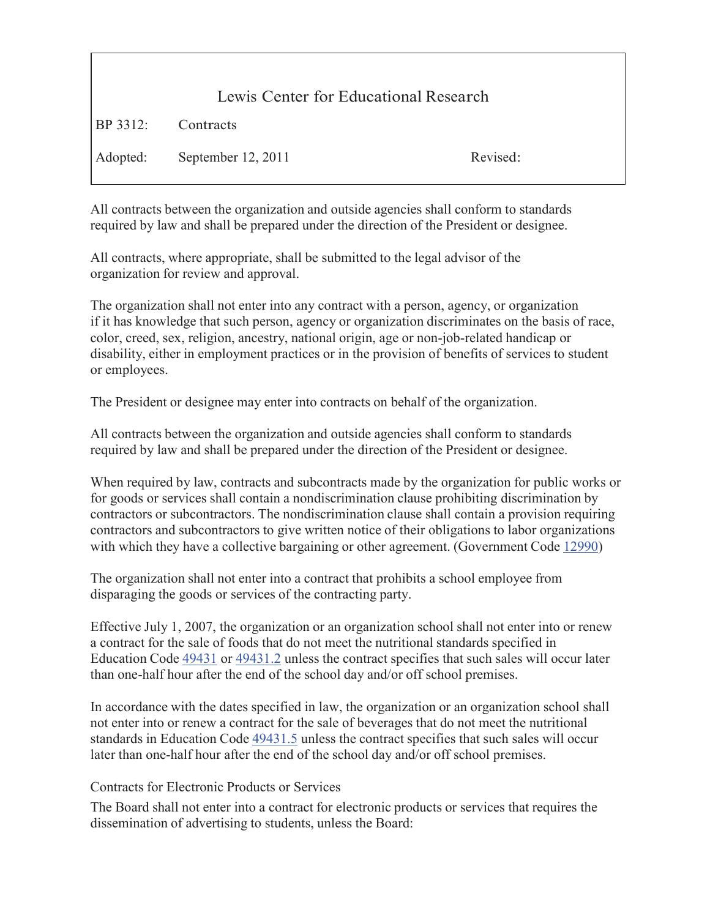# Lewis Center for Educational Research

| | | |
|---|---|---|
| BP 3312: | Contracts | |
| Adopted: | September 12, 2011 | Revised: |

All contracts between the organization and outside agencies shall conform to standards required by law and shall be prepared under the direction of the President or designee.

All contracts, where appropriate, shall be submitted to the legal advisor of the organization for review and approval.

The organization shall not enter into any contract with a person, agency, or organization if it has knowledge that such person, agency or organization discriminates on the basis of race, color, creed, sex, religion, ancestry, national origin, age or non-job-related handicap or disability, either in employment practices or in the provision of benefits of services to student or employees.

The President or designee may enter into contracts on behalf of the organization.

All contracts between the organization and outside agencies shall conform to standards required by law and shall be prepared under the direction of the President or designee.

When required by law, contracts and subcontracts made by the organization for public works or for goods or services shall contain a nondiscrimination clause prohibiting discrimination by contractors or subcontractors. The nondiscrimination clause shall contain a provision requiring contractors and subcontractors to give written notice of their obligations to labor organizations with which they have a collective bargaining or other agreement. (Government Code 12990)

The organization shall not enter into a contract that prohibits a school employee from disparaging the goods or services of the contracting party.

Effective July 1, 2007, the organization or an organization school shall not enter into or renew a contract for the sale of foods that do not meet the nutritional standards specified in Education Code 49431 or 49431.2 unless the contract specifies that such sales will occur later than one-half hour after the end of the school day and/or off school premises.

In accordance with the dates specified in law, the organization or an organization school shall not enter into or renew a contract for the sale of beverages that do not meet the nutritional standards in Education Code 49431.5 unless the contract specifies that such sales will occur later than one-half hour after the end of the school day and/or off school premises.

## Contracts for Electronic Products or Services

The Board shall not enter into a contract for electronic products or services that requires the dissemination of advertising to students, unless the Board: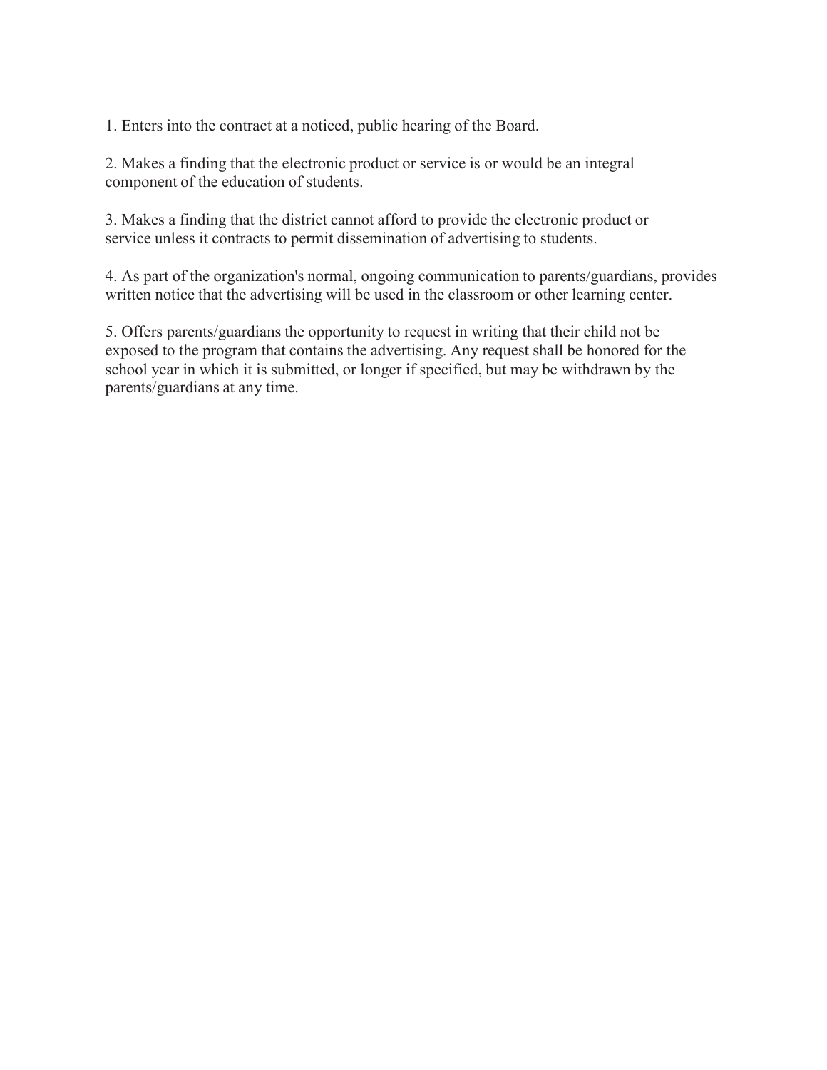1. Enters into the contract at a noticed, public hearing of the Board.

2. Makes a finding that the electronic product or service is or would be an integral component of the education of students.

3. Makes a finding that the district cannot afford to provide the electronic product or service unless it contracts to permit dissemination of advertising to students.

4. As part of the organization's normal, ongoing communication to parents/guardians, provides written notice that the advertising will be used in the classroom or other learning center.

5. Offers parents/guardians the opportunity to request in writing that their child not be exposed to the program that contains the advertising. Any request shall be honored for the school year in which it is submitted, or longer if specified, but may be withdrawn by the parents/guardians at any time.